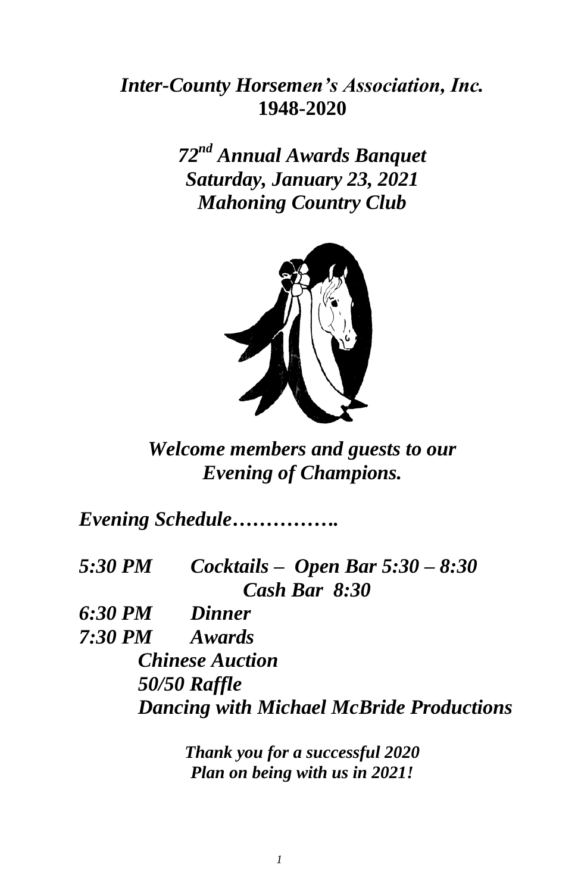# *Inter-County Horsemen's Association, Inc.*
**1948-2020**

## *72nd Annual Awards Banquet*
## *Saturday, January 23, 2021*
## *Mahoning Country Club*

***Welcome members and guests to our Evening of Champions.***

***Evening Schedule…………….***

***5:30 PM Cocktails – Open Bar 5:30 – 8:30***
***Cash Bar 8:30***
***6:30 PM Dinner***
***7:30 PM Awards***
***Chinese Auction***
***50/50 Raffle***
***Dancing with Michael McBride Productions***

***Thank you for a successful 2020***
***Plan on being with us in 2021!***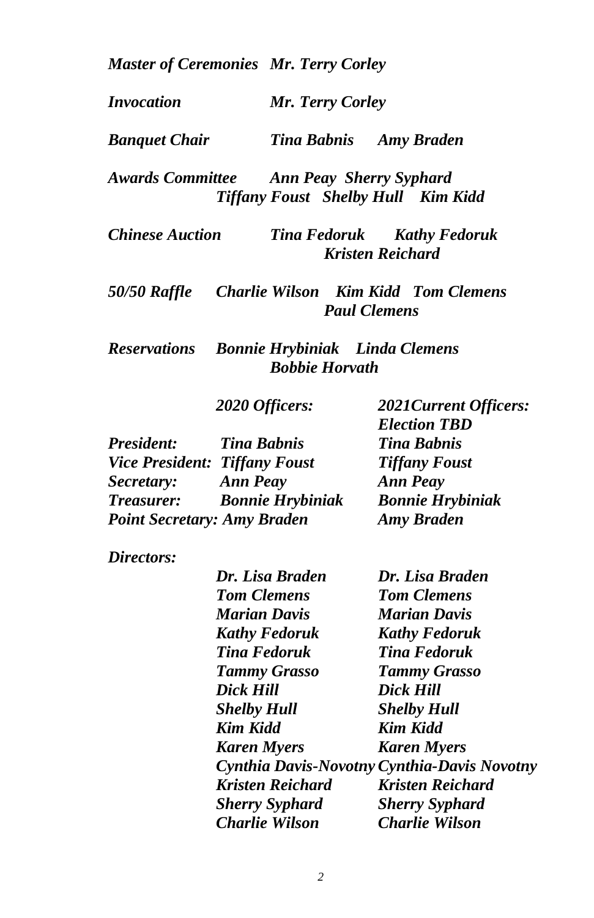*Master of Ceremonies   Mr. Terry Corley*

*Invocation   Mr. Terry Corley*

*Banquet Chair   Tina Babnis   Amy Braden*

*Awards Committee   Ann Peay  Sherry Syphard*
*Tiffany Foust   Shelby Hull   Kim Kidd*

*Chinese Auction   Tina Fedoruk   Kathy Fedoruk*
*Kristen Reichard*

*50/50 Raffle   Charlie Wilson   Kim Kidd   Tom Clemens*
*Paul Clemens*

*Reservations   Bonnie Hrybiniak   Linda Clemens*
*Bobbie Horvath*

| | *2020 Officers:* | *2021Current Officers: Election TBD* |
|---|---|---|
| *President:* | *Tina Babnis* | *Tina Babnis* |
| *Vice President:* | *Tiffany Foust* | *Tiffany Foust* |
| *Secretary:* | *Ann Peay* | *Ann Peay* |
| *Treasurer:* | *Bonnie Hrybiniak* | *Bonnie Hrybiniak* |
| *Point Secretary:* | *Amy Braden* | *Amy Braden* |
| *Directors:* | | |
| | *Dr. Lisa Braden* | *Dr. Lisa Braden* |
| | *Tom Clemens* | *Tom Clemens* |
| | *Marian Davis* | *Marian Davis* |
| | *Kathy Fedoruk* | *Kathy Fedoruk* |
| | *Tina Fedoruk* | *Tina Fedoruk* |
| | *Tammy Grasso* | *Tammy Grasso* |
| | *Dick Hill* | *Dick Hill* |
| | *Shelby Hull* | *Shelby Hull* |
| | *Kim Kidd* | *Kim Kidd* |
| | *Karen Myers* | *Karen Myers* |
| | *Cynthia Davis-Novotny* | *Cynthia-Davis Novotny* |
| | *Kristen Reichard* | *Kristen Reichard* |
| | *Sherry Syphard* | *Sherry Syphard* |
| | *Charlie Wilson* | *Charlie Wilson* |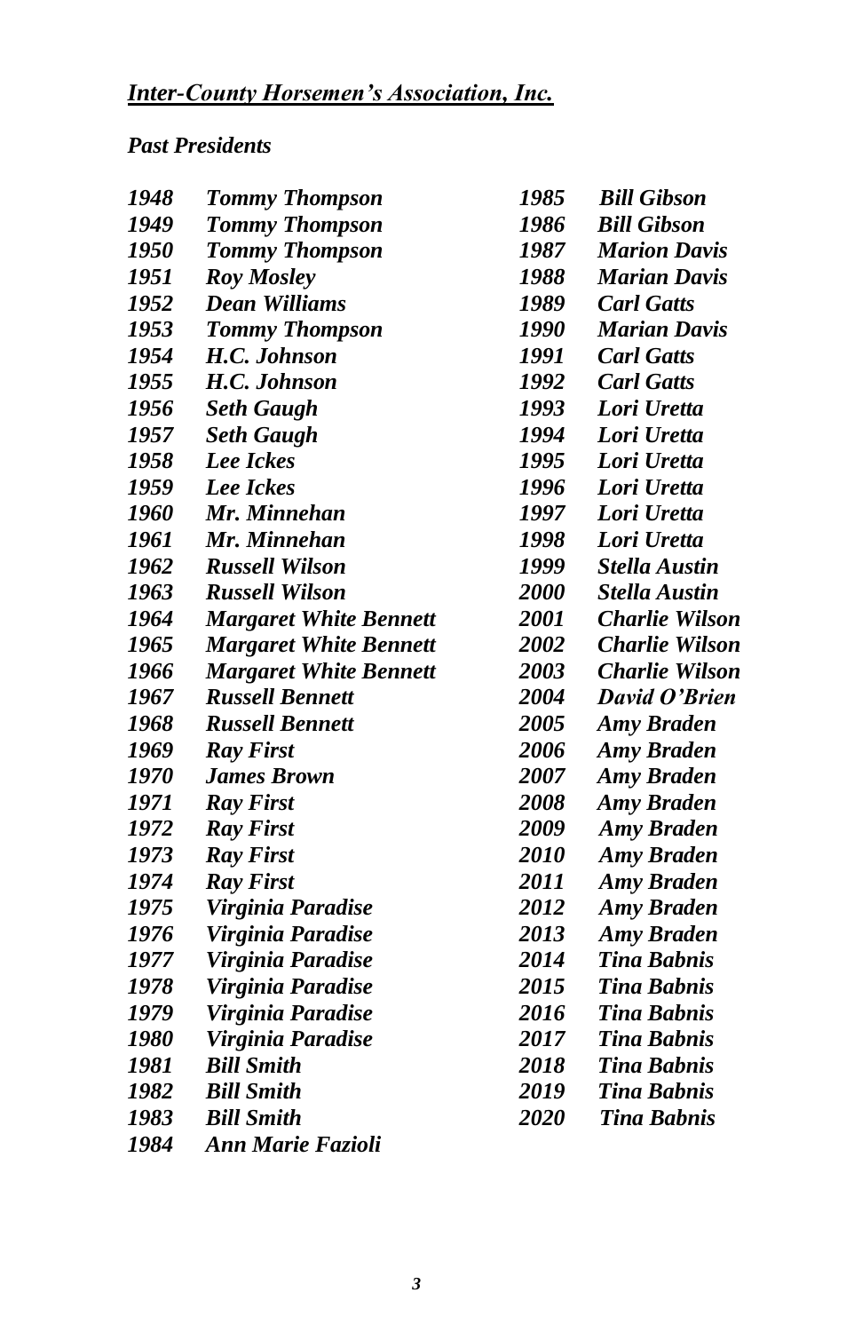***Inter-County Horsemen's Association, Inc.***

***Past Presidents***

| Year | President |
|---|---|
| *1948* | ***Tommy Thompson*** |
| *1949* | ***Tommy Thompson*** |
| *1950* | ***Tommy Thompson*** |
| *1951* | ***Roy Mosley*** |
| *1952* | ***Dean Williams*** |
| *1953* | ***Tommy Thompson*** |
| *1954* | ***H.C. Johnson*** |
| *1955* | ***H.C. Johnson*** |
| *1956* | ***Seth Gaugh*** |
| *1957* | ***Seth Gaugh*** |
| *1958* | ***Lee Ickes*** |
| *1959* | ***Lee Ickes*** |
| *1960* | ***Mr. Minnehan*** |
| *1961* | ***Mr. Minnehan*** |
| *1962* | ***Russell Wilson*** |
| *1963* | ***Russell Wilson*** |
| *1964* | ***Margaret White Bennett*** |
| *1965* | ***Margaret White Bennett*** |
| *1966* | ***Margaret White Bennett*** |
| *1967* | ***Russell Bennett*** |
| *1968* | ***Russell Bennett*** |
| *1969* | ***Ray First*** |
| *1970* | ***James Brown*** |
| *1971* | ***Ray First*** |
| *1972* | ***Ray First*** |
| *1973* | ***Ray First*** |
| *1974* | ***Ray First*** |
| *1975* | ***Virginia Paradise*** |
| *1976* | ***Virginia Paradise*** |
| *1977* | ***Virginia Paradise*** |
| *1978* | ***Virginia Paradise*** |
| *1979* | ***Virginia Paradise*** |
| *1980* | ***Virginia Paradise*** |
| *1981* | ***Bill Smith*** |
| *1982* | ***Bill Smith*** |
| *1983* | ***Bill Smith*** |
| *1984* | ***Ann Marie Fazioli*** |
| *1985* | ***Bill Gibson*** |
| *1986* | ***Bill Gibson*** |
| *1987* | ***Marion Davis*** |
| *1988* | ***Marian Davis*** |
| *1989* | ***Carl Gatts*** |
| *1990* | ***Marian Davis*** |
| *1991* | ***Carl Gatts*** |
| *1992* | ***Carl Gatts*** |
| *1993* | ***Lori Uretta*** |
| *1994* | ***Lori Uretta*** |
| *1995* | ***Lori Uretta*** |
| *1996* | ***Lori Uretta*** |
| *1997* | ***Lori Uretta*** |
| *1998* | ***Lori Uretta*** |
| *1999* | ***Stella Austin*** |
| *2000* | ***Stella Austin*** |
| *2001* | ***Charlie Wilson*** |
| *2002* | ***Charlie Wilson*** |
| *2003* | ***Charlie Wilson*** |
| *2004* | ***David O'Brien*** |
| *2005* | ***Amy Braden*** |
| *2006* | ***Amy Braden*** |
| *2007* | ***Amy Braden*** |
| *2008* | ***Amy Braden*** |
| *2009* | ***Amy Braden*** |
| *2010* | ***Amy Braden*** |
| *2011* | ***Amy Braden*** |
| *2012* | ***Amy Braden*** |
| *2013* | ***Amy Braden*** |
| *2014* | ***Tina Babnis*** |
| *2015* | ***Tina Babnis*** |
| *2016* | ***Tina Babnis*** |
| *2017* | ***Tina Babnis*** |
| *2018* | ***Tina Babnis*** |
| *2019* | ***Tina Babnis*** |
| *2020* | ***Tina Babnis*** |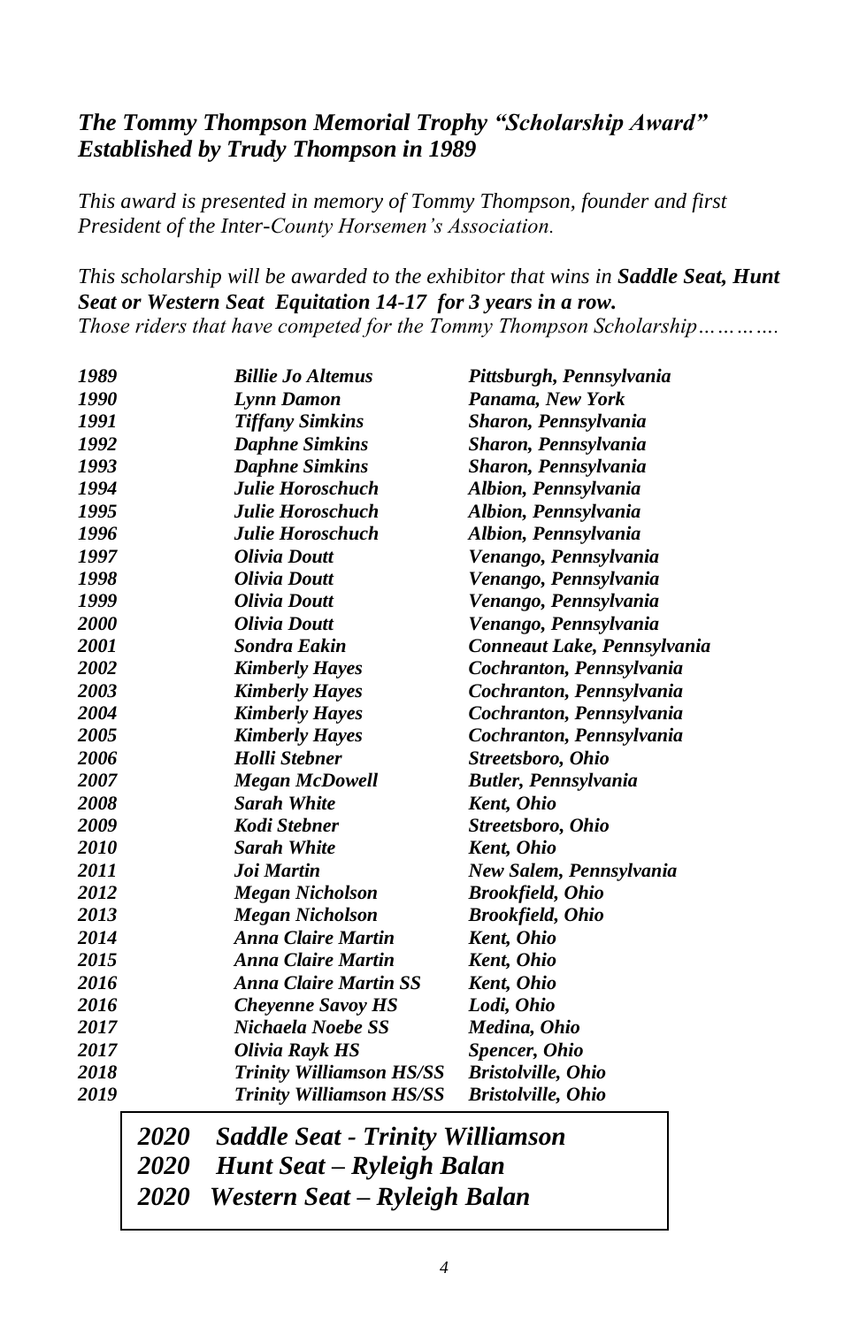## *The Tommy Thompson Memorial Trophy "Scholarship Award"*
## *Established by Trudy Thompson in 1989*

*This award is presented in memory of Tommy Thompson, founder and first President of the Inter-County Horsemen's Association.*

*This scholarship will be awarded to the exhibitor that wins in* ***Saddle Seat, Hunt Seat or Western Seat Equitation 14-17 for 3 years in a row.***
*Those riders that have competed for the Tommy Thompson Scholarship………….*

| | | |
|---|---|---|
| *1989* | ***Billie Jo Altemus*** | ***Pittsburgh, Pennsylvania*** |
| *1990* | ***Lynn Damon*** | ***Panama, New York*** |
| *1991* | ***Tiffany Simkins*** | ***Sharon, Pennsylvania*** |
| *1992* | ***Daphne Simkins*** | ***Sharon, Pennsylvania*** |
| *1993* | ***Daphne Simkins*** | ***Sharon, Pennsylvania*** |
| *1994* | ***Julie Horoschuch*** | ***Albion, Pennsylvania*** |
| *1995* | ***Julie Horoschuch*** | ***Albion, Pennsylvania*** |
| *1996* | ***Julie Horoschuch*** | ***Albion, Pennsylvania*** |
| *1997* | ***Olivia Doutt*** | ***Venango, Pennsylvania*** |
| *1998* | ***Olivia Doutt*** | ***Venango, Pennsylvania*** |
| *1999* | ***Olivia Doutt*** | ***Venango, Pennsylvania*** |
| *2000* | ***Olivia Doutt*** | ***Venango, Pennsylvania*** |
| *2001* | ***Sondra Eakin*** | ***Conneaut Lake, Pennsylvania*** |
| *2002* | ***Kimberly Hayes*** | ***Cochranton, Pennsylvania*** |
| *2003* | ***Kimberly Hayes*** | ***Cochranton, Pennsylvania*** |
| *2004* | ***Kimberly Hayes*** | ***Cochranton, Pennsylvania*** |
| *2005* | ***Kimberly Hayes*** | ***Cochranton, Pennsylvania*** |
| *2006* | ***Holli Stebner*** | ***Streetsboro, Ohio*** |
| *2007* | ***Megan McDowell*** | ***Butler, Pennsylvania*** |
| *2008* | ***Sarah White*** | ***Kent, Ohio*** |
| *2009* | ***Kodi Stebner*** | ***Streetsboro, Ohio*** |
| *2010* | ***Sarah White*** | ***Kent, Ohio*** |
| *2011* | ***Joi Martin*** | ***New Salem, Pennsylvania*** |
| *2012* | ***Megan Nicholson*** | ***Brookfield, Ohio*** |
| *2013* | ***Megan Nicholson*** | ***Brookfield, Ohio*** |
| *2014* | ***Anna Claire Martin*** | ***Kent, Ohio*** |
| *2015* | ***Anna Claire Martin*** | ***Kent, Ohio*** |
| *2016* | ***Anna Claire Martin SS*** | ***Kent, Ohio*** |
| *2016* | ***Cheyenne Savoy HS*** | ***Lodi, Ohio*** |
| *2017* | ***Nichaela Noebe SS*** | ***Medina, Ohio*** |
| *2017* | ***Olivia Rayk HS*** | ***Spencer, Ohio*** |
| *2018* | ***Trinity Williamson HS/SS*** | ***Bristolville, Ohio*** |
| *2019* | ***Trinity Williamson HS/SS*** | ***Bristolville, Ohio*** |

***2020 Saddle Seat - Trinity Williamson***
***2020 Hunt Seat – Ryleigh Balan***
***2020 Western Seat – Ryleigh Balan***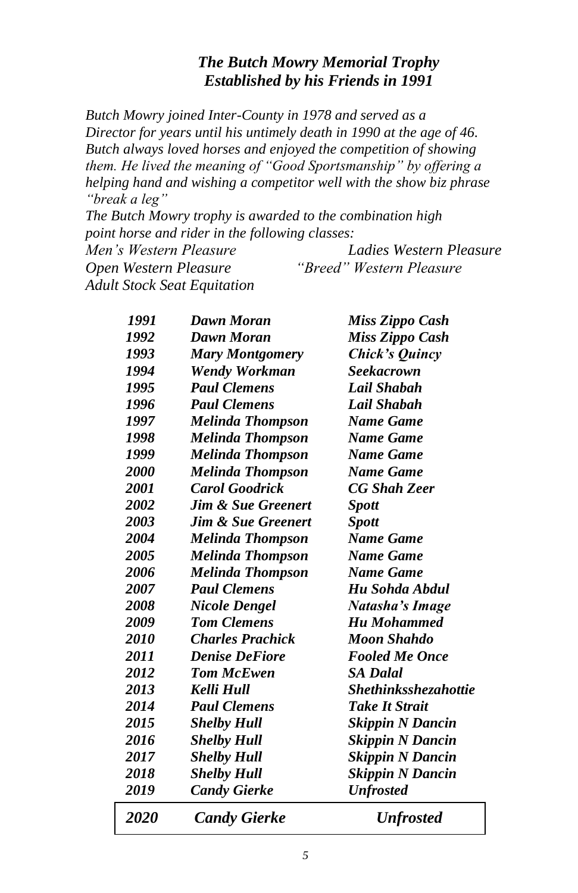## *The Butch Mowry Memorial Trophy*
## *Established by his Friends in 1991*

*Butch Mowry joined Inter-County in 1978 and served as a Director for years until his untimely death in 1990 at the age of 46. Butch always loved horses and enjoyed the competition of showing them. He lived the meaning of "Good Sportsmanship" by offering a helping hand and wishing a competitor well with the show biz phrase "break a leg"*

*The Butch Mowry trophy is awarded to the combination high point horse and rider in the following classes:*

*Men's Western Pleasure*
*Ladies Western Pleasure*
*Open Western Pleasure*
*"Breed" Western Pleasure*
*Adult Stock Seat Equitation*

| Year | Rider | Horse |
|---|---|---|
| ***1991*** | ***Dawn Moran*** | ***Miss Zippo Cash*** |
| ***1992*** | ***Dawn Moran*** | ***Miss Zippo Cash*** |
| ***1993*** | ***Mary Montgomery*** | ***Chick's Quincy*** |
| ***1994*** | ***Wendy Workman*** | ***Seekacrown*** |
| ***1995*** | ***Paul Clemens*** | ***Lail Shabah*** |
| ***1996*** | ***Paul Clemens*** | ***Lail Shabah*** |
| ***1997*** | ***Melinda Thompson*** | ***Name Game*** |
| ***1998*** | ***Melinda Thompson*** | ***Name Game*** |
| ***1999*** | ***Melinda Thompson*** | ***Name Game*** |
| ***2000*** | ***Melinda Thompson*** | ***Name Game*** |
| ***2001*** | ***Carol Goodrick*** | ***CG Shah Zeer*** |
| ***2002*** | ***Jim & Sue Greenert*** | ***Spott*** |
| ***2003*** | ***Jim & Sue Greenert*** | ***Spott*** |
| ***2004*** | ***Melinda Thompson*** | ***Name Game*** |
| ***2005*** | ***Melinda Thompson*** | ***Name Game*** |
| ***2006*** | ***Melinda Thompson*** | ***Name Game*** |
| ***2007*** | ***Paul Clemens*** | ***Hu Sohda Abdul*** |
| ***2008*** | ***Nicole Dengel*** | ***Natasha's Image*** |
| ***2009*** | ***Tom Clemens*** | ***Hu Mohammed*** |
| ***2010*** | ***Charles Prachick*** | ***Moon Shahdo*** |
| ***2011*** | ***Denise DeFiore*** | ***Fooled Me Once*** |
| ***2012*** | ***Tom McEwen*** | ***SA Dalal*** |
| ***2013*** | ***Kelli Hull*** | ***Shethinksshezahottie*** |
| ***2014*** | ***Paul Clemens*** | ***Take It Strait*** |
| ***2015*** | ***Shelby Hull*** | ***Skippin N Dancin*** |
| ***2016*** | ***Shelby Hull*** | ***Skippin N Dancin*** |
| ***2017*** | ***Shelby Hull*** | ***Skippin N Dancin*** |
| ***2018*** | ***Shelby Hull*** | ***Skippin N Dancin*** |
| ***2019*** | ***Candy Gierke*** | ***Unfrosted*** |
| ***2020*** | ***Candy Gierke*** | ***Unfrosted*** |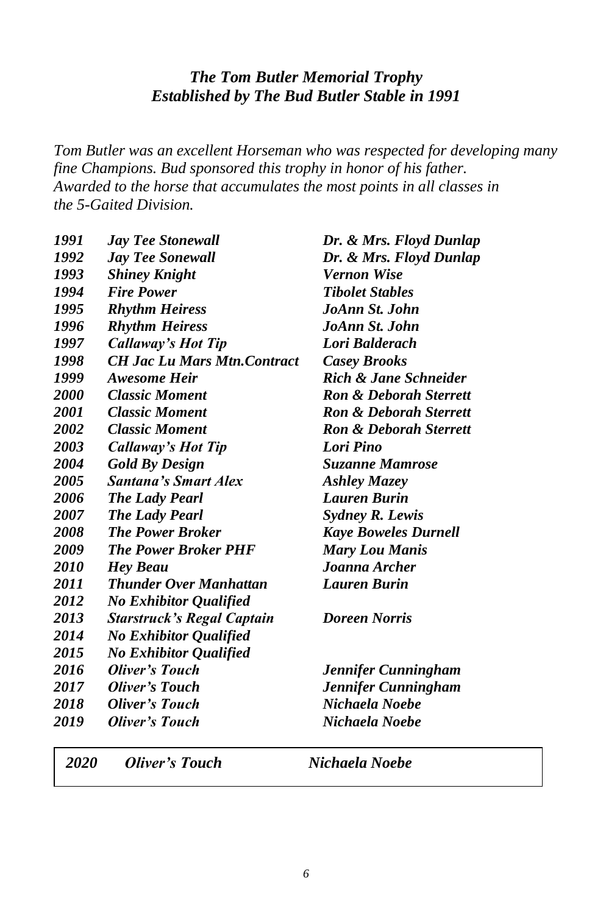## *The Tom Butler Memorial Trophy*
## *Established by The Bud Butler Stable in 1991*

*Tom Butler was an excellent Horseman who was respected for developing many fine Champions. Bud sponsored this trophy in honor of his father. Awarded to the horse that accumulates the most points in all classes in the 5-Gaited Division.*

| | | |
|---|---|---|
| ***1991*** | ***Jay Tee Stonewall*** | ***Dr. & Mrs. Floyd Dunlap*** |
| ***1992*** | ***Jay Tee Sonewall*** | ***Dr. & Mrs. Floyd Dunlap*** |
| ***1993*** | ***Shiney Knight*** | ***Vernon Wise*** |
| ***1994*** | ***Fire Power*** | ***Tibolet Stables*** |
| ***1995*** | ***Rhythm Heiress*** | ***JoAnn St. John*** |
| ***1996*** | ***Rhythm Heiress*** | ***JoAnn St. John*** |
| ***1997*** | ***Callaway's Hot Tip*** | ***Lori Balderach*** |
| ***1998*** | ***CH Jac Lu Mars Mtn.Contract*** | ***Casey Brooks*** |
| ***1999*** | ***Awesome Heir*** | ***Rich & Jane Schneider*** |
| ***2000*** | ***Classic Moment*** | ***Ron & Deborah Sterrett*** |
| ***2001*** | ***Classic Moment*** | ***Ron & Deborah Sterrett*** |
| ***2002*** | ***Classic Moment*** | ***Ron & Deborah Sterrett*** |
| ***2003*** | ***Callaway's Hot Tip*** | ***Lori Pino*** |
| ***2004*** | ***Gold By Design*** | ***Suzanne Mamrose*** |
| ***2005*** | ***Santana's Smart Alex*** | ***Ashley Mazey*** |
| ***2006*** | ***The Lady Pearl*** | ***Lauren Burin*** |
| ***2007*** | ***The Lady Pearl*** | ***Sydney R. Lewis*** |
| ***2008*** | ***The Power Broker*** | ***Kaye Boweles Durnell*** |
| ***2009*** | ***The Power Broker PHF*** | ***Mary Lou Manis*** |
| ***2010*** | ***Hey Beau*** | ***Joanna Archer*** |
| ***2011*** | ***Thunder Over Manhattan*** | ***Lauren Burin*** |
| ***2012*** | ***No Exhibitor Qualified*** | |
| ***2013*** | ***Starstruck's Regal Captain*** | ***Doreen Norris*** |
| ***2014*** | ***No Exhibitor Qualified*** | |
| ***2015*** | ***No Exhibitor Qualified*** | |
| ***2016*** | ***Oliver's Touch*** | ***Jennifer Cunningham*** |
| ***2017*** | ***Oliver's Touch*** | ***Jennifer Cunningham*** |
| ***2018*** | ***Oliver's Touch*** | ***Nichaela Noebe*** |
| ***2019*** | ***Oliver's Touch*** | ***Nichaela Noebe*** |
| ***2020*** | ***Oliver's Touch*** | ***Nichaela Noebe*** |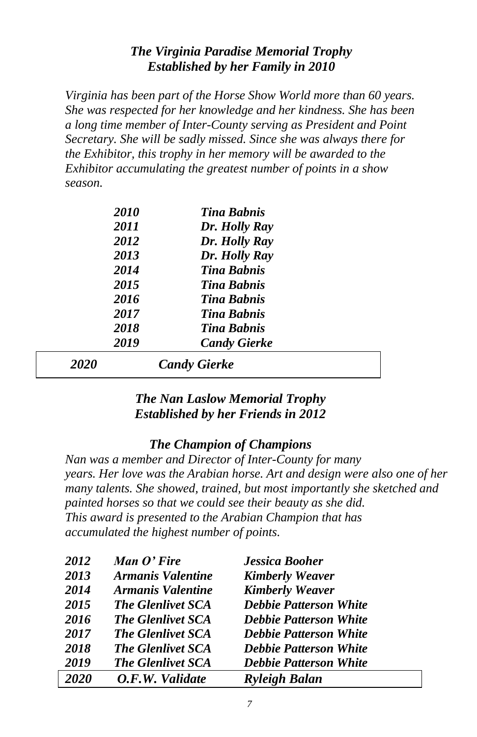### *The Virginia Paradise Memorial Trophy*
### *Established by her Family in 2010*

*Virginia has been part of the Horse Show World more than 60 years. She was respected for her knowledge and her kindness. She has been a long time member of Inter-County serving as President and Point Secretary. She will be sadly missed. Since she was always there for the Exhibitor, this trophy in her memory will be awarded to the Exhibitor accumulating the greatest number of points in a show season.*

| Year | Winner |
|---|---|
| ***2010*** | ***Tina Babnis*** |
| ***2011*** | ***Dr. Holly Ray*** |
| ***2012*** | ***Dr. Holly Ray*** |
| ***2013*** | ***Dr. Holly Ray*** |
| ***2014*** | ***Tina Babnis*** |
| ***2015*** | ***Tina Babnis*** |
| ***2016*** | ***Tina Babnis*** |
| ***2017*** | ***Tina Babnis*** |
| ***2018*** | ***Tina Babnis*** |
| ***2019*** | ***Candy Gierke*** |
| ***2020*** | ***Candy Gierke*** |

### *The Nan Laslow Memorial Trophy*
### *Established by her Friends in 2012*

### *The Champion of Champions*

*Nan was a member and Director of Inter-County for many years. Her love was the Arabian horse. Art and design were also one of her many talents. She showed, trained, but most importantly she sketched and painted horses so that we could see their beauty as she did. This award is presented to the Arabian Champion that has accumulated the highest number of points.*

| Year | Horse | Rider |
|---|---|---|
| ***2012*** | ***Man O' Fire*** | ***Jessica Booher*** |
| ***2013*** | ***Armanis Valentine*** | ***Kimberly Weaver*** |
| ***2014*** | ***Armanis Valentine*** | ***Kimberly Weaver*** |
| ***2015*** | ***The Glenlivet SCA*** | ***Debbie Patterson White*** |
| ***2016*** | ***The Glenlivet SCA*** | ***Debbie Patterson White*** |
| ***2017*** | ***The Glenlivet SCA*** | ***Debbie Patterson White*** |
| ***2018*** | ***The Glenlivet SCA*** | ***Debbie Patterson White*** |
| ***2019*** | ***The Glenlivet SCA*** | ***Debbie Patterson White*** |
| ***2020*** | ***O.F.W. Validate*** | ***Ryleigh Balan*** |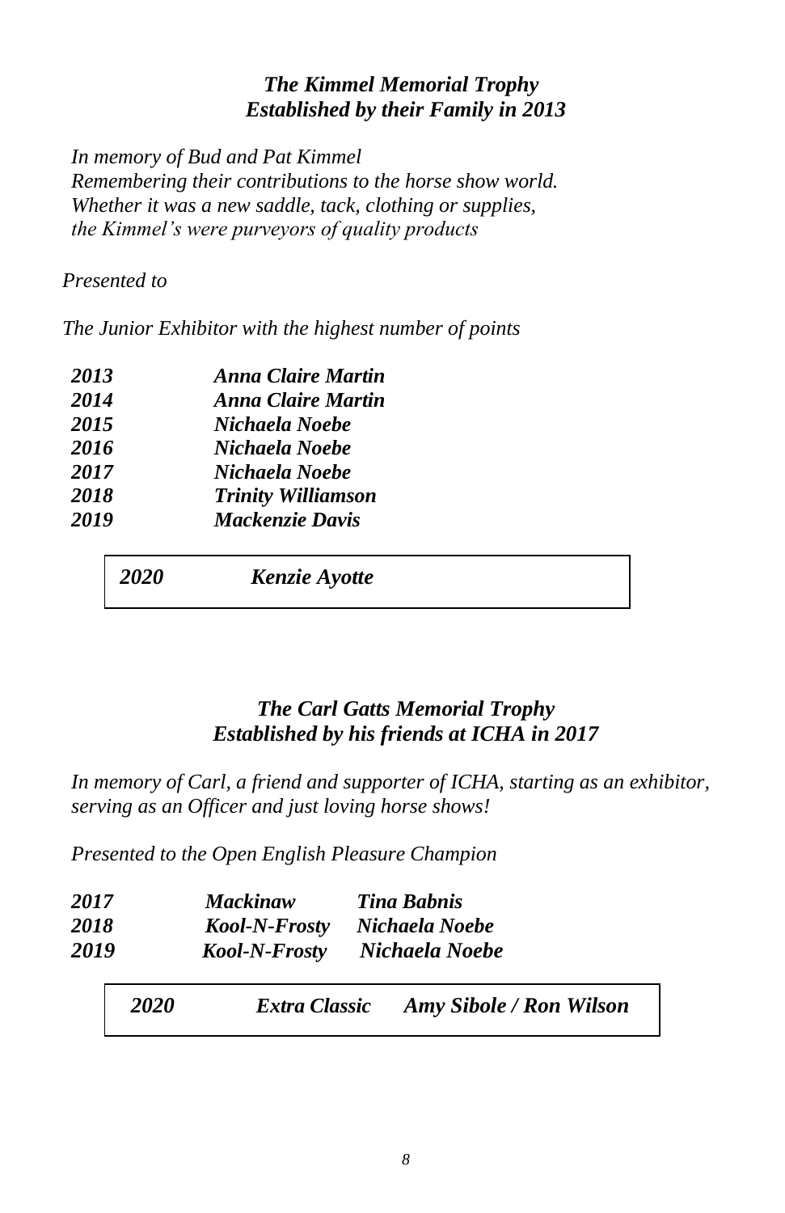### *The Kimmel Memorial Trophy*
### *Established by their Family in 2013*

*In memory of Bud and Pat Kimmel*
*Remembering their contributions to the horse show world.*
*Whether it was a new saddle, tack, clothing or supplies,*
*the Kimmel's were purveyors of quality products*

*Presented to*

*The Junior Exhibitor with the highest number of points*

| | |
|---|---|
| ***2013*** | ***Anna Claire Martin*** |
| ***2014*** | ***Anna Claire Martin*** |
| ***2015*** | ***Nichaela Noebe*** |
| ***2016*** | ***Nichaela Noebe*** |
| ***2017*** | ***Nichaela Noebe*** |
| ***2018*** | ***Trinity Williamson*** |
| ***2019*** | ***Mackenzie Davis*** |
| ***2020*** | ***Kenzie Ayotte*** |

### *The Carl Gatts Memorial Trophy*
### *Established by his friends at ICHA in 2017*

*In memory of Carl, a friend and supporter of ICHA, starting as an exhibitor, serving as an Officer and just loving horse shows!*

*Presented to the Open English Pleasure Champion*

| | | |
|---|---|---|
| ***2017*** | ***Mackinaw*** | ***Tina Babnis*** |
| ***2018*** | ***Kool-N-Frosty*** | ***Nichaela Noebe*** |
| ***2019*** | ***Kool-N-Frosty*** | ***Nichaela Noebe*** |
| ***2020*** | ***Extra Classic*** | ***Amy Sibole / Ron Wilson*** |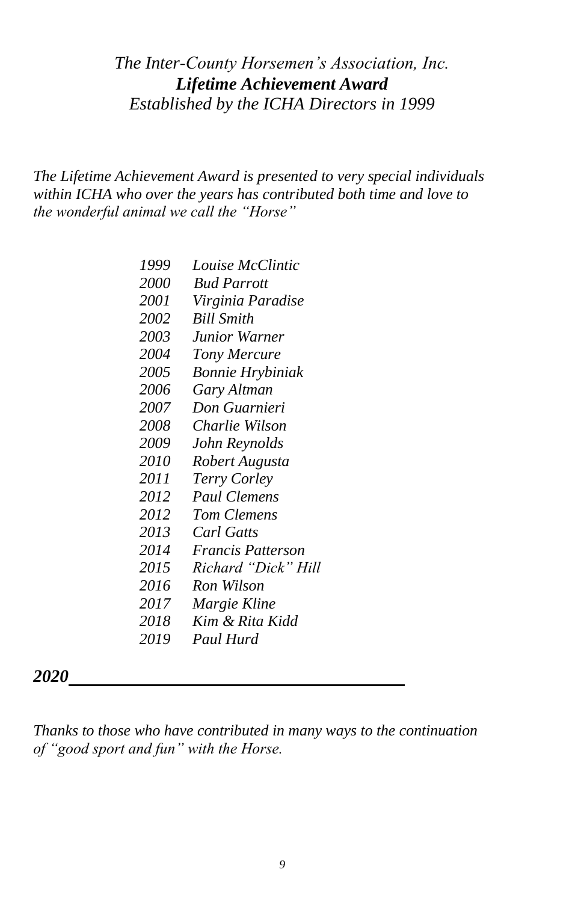*The Inter-County Horsemen's Association, Inc.*
***Lifetime Achievement Award***
*Established by the ICHA Directors in 1999*

*The Lifetime Achievement Award is presented to very special individuals within ICHA who over the years has contributed both time and love to the wonderful animal we call the "Horse"*

*1999 Louise McClintic*
*2000 Bud Parrott*
*2001 Virginia Paradise*
*2002 Bill Smith*
*2003 Junior Warner*
*2004 Tony Mercure*
*2005 Bonnie Hrybiniak*
*2006 Gary Altman*
*2007 Don Guarnieri*
*2008 Charlie Wilson*
*2009 John Reynolds*
*2010 Robert Augusta*
*2011 Terry Corley*
*2012 Paul Clemens*
*2012 Tom Clemens*
*2013 Carl Gatts*
*2014 Francis Patterson*
*2015 Richard "Dick" Hill*
*2016 Ron Wilson*
*2017 Margie Kline*
*2018 Kim & Rita Kidd*
*2019 Paul Hurd*

***2020*** ________________________________

*Thanks to those who have contributed in many ways to the continuation of "good sport and fun" with the Horse.*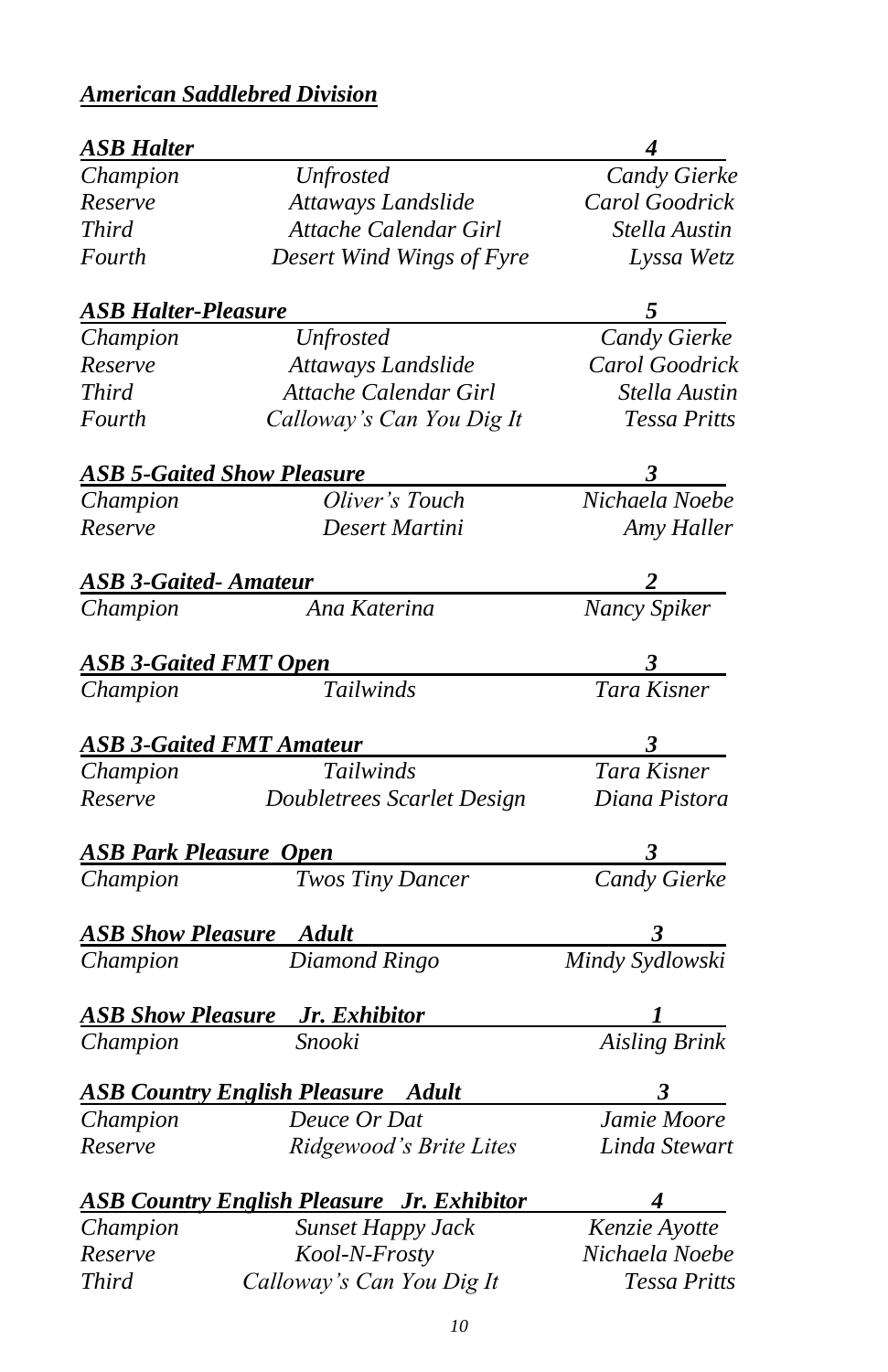## *American Saddlebred Division*

| *ASB Halter* | | *4* |
|---|---|---|
| *Champion* | *Unfrosted* | *Candy Gierke* |
| *Reserve* | *Attaways Landslide* | *Carol Goodrick* |
| *Third* | *Attache Calendar Girl* | *Stella Austin* |
| *Fourth* | *Desert Wind Wings of Fyre* | *Lyssa Wetz* |

| *ASB Halter-Pleasure* | | *5* |
|---|---|---|
| *Champion* | *Unfrosted* | *Candy Gierke* |
| *Reserve* | *Attaways Landslide* | *Carol Goodrick* |
| *Third* | *Attache Calendar Girl* | *Stella Austin* |
| *Fourth* | *Calloway's Can You Dig It* | *Tessa Pritts* |

| *ASB 5-Gaited Show Pleasure* | | *3* |
|---|---|---|
| *Champion* | *Oliver's Touch* | *Nichaela Noebe* |
| *Reserve* | *Desert Martini* | *Amy Haller* |

| *ASB 3-Gaited- Amateur* | | *2* |
|---|---|---|
| *Champion* | *Ana Katerina* | *Nancy Spiker* |

| *ASB 3-Gaited FMT Open* | | *3* |
|---|---|---|
| *Champion* | *Tailwinds* | *Tara Kisner* |

| *ASB 3-Gaited FMT Amateur* | | *3* |
|---|---|---|
| *Champion* | *Tailwinds* | *Tara Kisner* |
| *Reserve* | *Doubletrees Scarlet Design* | *Diana Pistora* |

| *ASB Park Pleasure Open* | | *3* |
|---|---|---|
| *Champion* | *Twos Tiny Dancer* | *Candy Gierke* |

| *ASB Show Pleasure Adult* | | *3* |
|---|---|---|
| *Champion* | *Diamond Ringo* | *Mindy Sydlowski* |

| *ASB Show Pleasure Jr. Exhibitor* | | *1* |
|---|---|---|
| *Champion* | *Snooki* | *Aisling Brink* |

| *ASB Country English Pleasure Adult* | | *3* |
|---|---|---|
| *Champion* | *Deuce Or Dat* | *Jamie Moore* |
| *Reserve* | *Ridgewood's Brite Lites* | *Linda Stewart* |

| *ASB Country English Pleasure Jr. Exhibitor* | | *4* |
|---|---|---|
| *Champion* | *Sunset Happy Jack* | *Kenzie Ayotte* |
| *Reserve* | *Kool-N-Frosty* | *Nichaela Noebe* |
| *Third* | *Calloway's Can You Dig It* | *Tessa Pritts* |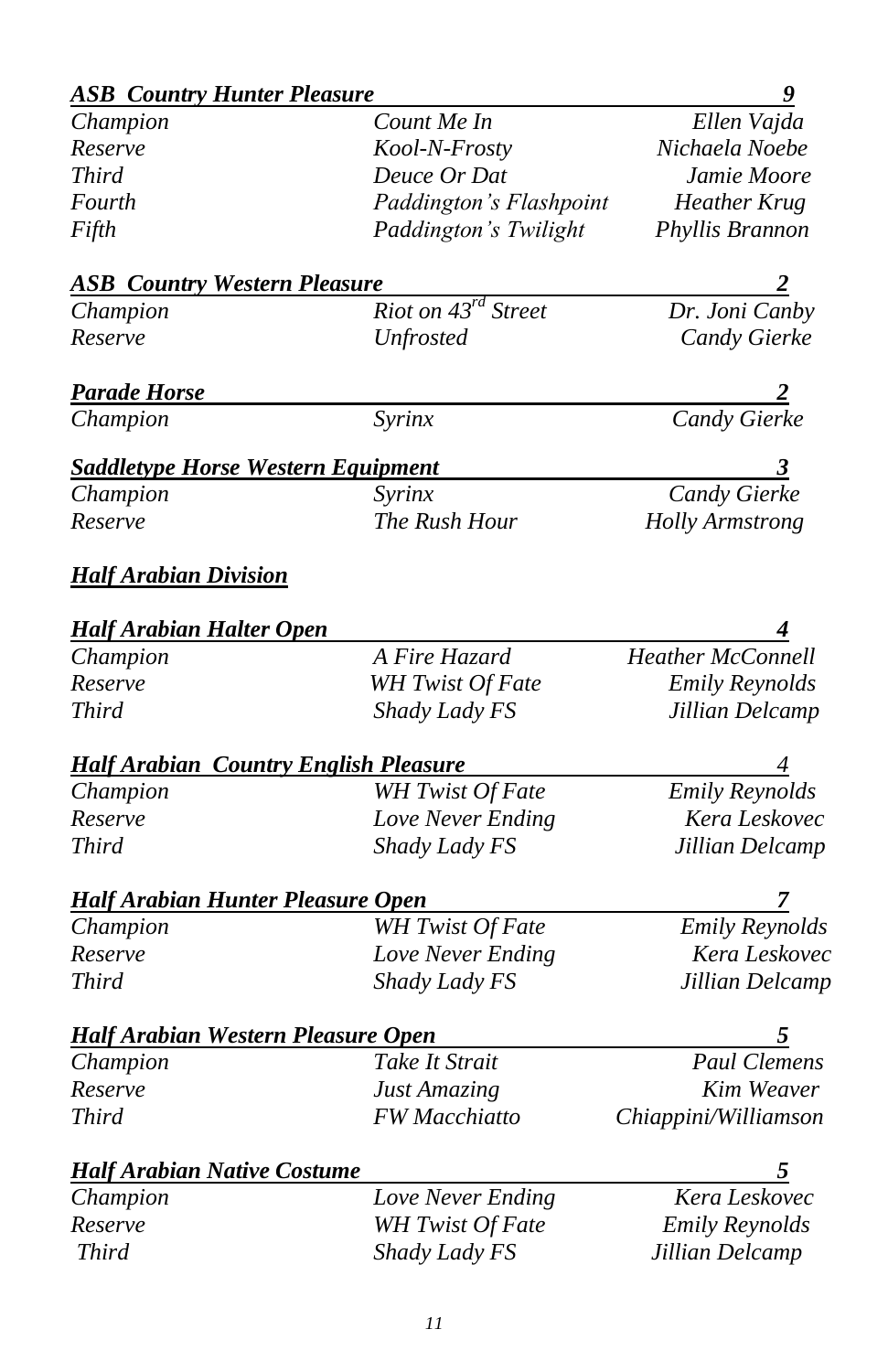***ASB Country Hunter Pleasure*** — ***9***

| | | |
|---|---|---|
| *Champion* | *Count Me In* | *Ellen Vajda* |
| *Reserve* | *Kool-N-Frosty* | *Nichaela Noebe* |
| *Third* | *Deuce Or Dat* | *Jamie Moore* |
| *Fourth* | *Paddington's Flashpoint* | *Heather Krug* |
| *Fifth* | *Paddington's Twilight* | *Phyllis Brannon* |

***ASB Country Western Pleasure*** — ***2***

| | | |
|---|---|---|
| *Champion* | *Riot on 43rd Street* | *Dr. Joni Canby* |
| *Reserve* | *Unfrosted* | *Candy Gierke* |

***Parade Horse*** — ***2***

| | | |
|---|---|---|
| *Champion* | *Syrinx* | *Candy Gierke* |

***Saddletype Horse Western Equipment*** — ***3***

| | | |
|---|---|---|
| *Champion* | *Syrinx* | *Candy Gierke* |
| *Reserve* | *The Rush Hour* | *Holly Armstrong* |

## ***Half Arabian Division***

***Half Arabian Halter Open*** — ***4***

| | | |
|---|---|---|
| *Champion* | *A Fire Hazard* | *Heather McConnell* |
| *Reserve* | *WH Twist Of Fate* | *Emily Reynolds* |
| *Third* | *Shady Lady FS* | *Jillian Delcamp* |

***Half Arabian Country English Pleasure*** — *4*

| | | |
|---|---|---|
| *Champion* | *WH Twist Of Fate* | *Emily Reynolds* |
| *Reserve* | *Love Never Ending* | *Kera Leskovec* |
| *Third* | *Shady Lady FS* | *Jillian Delcamp* |

***Half Arabian Hunter Pleasure Open*** — ***7***

| | | |
|---|---|---|
| *Champion* | *WH Twist Of Fate* | *Emily Reynolds* |
| *Reserve* | *Love Never Ending* | *Kera Leskovec* |
| *Third* | *Shady Lady FS* | *Jillian Delcamp* |

***Half Arabian Western Pleasure Open*** — ***5***

| | | |
|---|---|---|
| *Champion* | *Take It Strait* | *Paul Clemens* |
| *Reserve* | *Just Amazing* | *Kim Weaver* |
| *Third* | *FW Macchiatto* | *Chiappini/Williamson* |

***Half Arabian Native Costume*** — ***5***

| | | |
|---|---|---|
| *Champion* | *Love Never Ending* | *Kera Leskovec* |
| *Reserve* | *WH Twist Of Fate* | *Emily Reynolds* |
| *Third* | *Shady Lady FS* | *Jillian Delcamp* |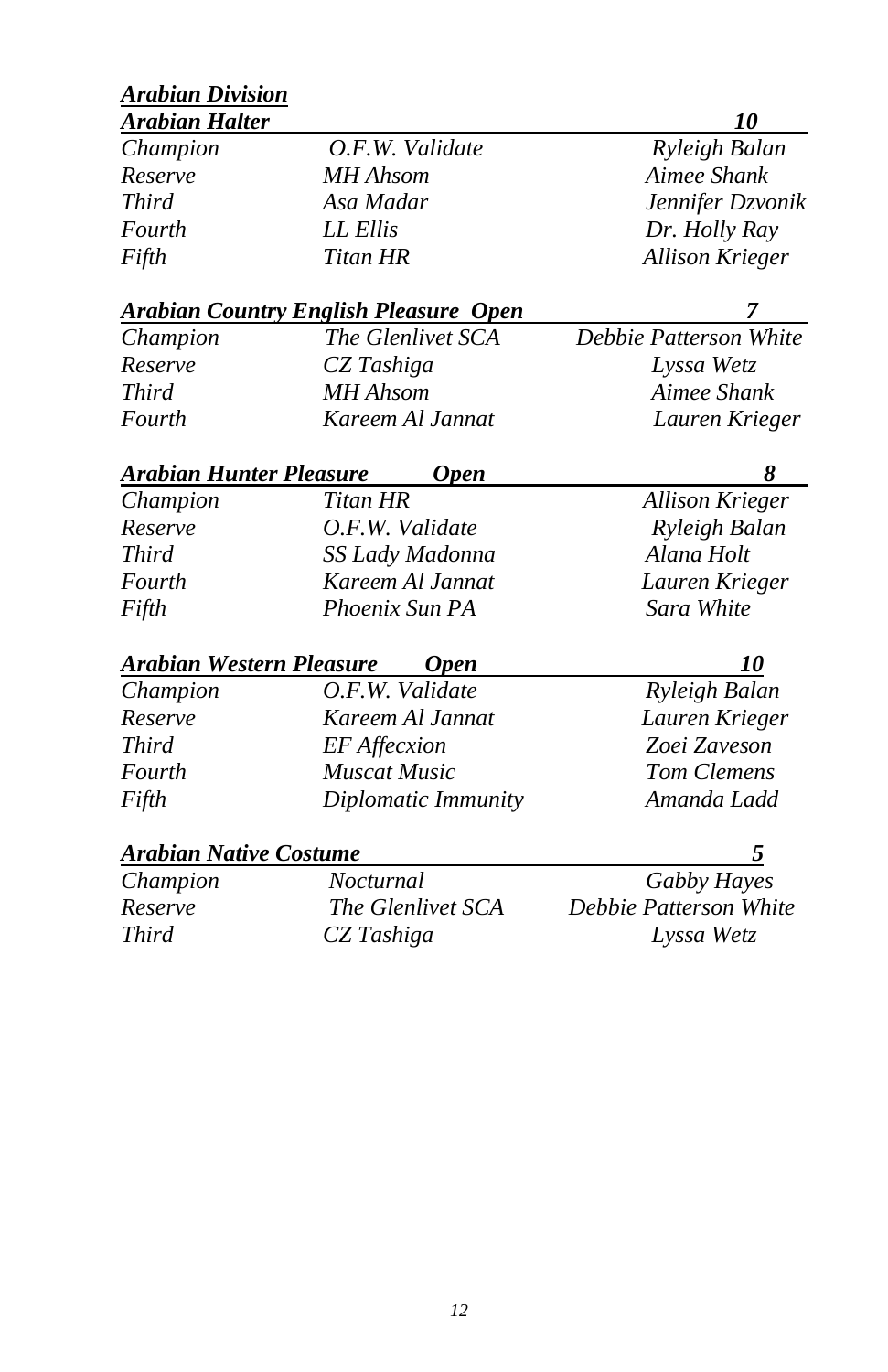## *Arabian Division*

### *Arabian Halter* — *10*

| | | |
|---|---|---|
| *Champion* | *O.F.W. Validate* | *Ryleigh Balan* |
| *Reserve* | *MH Ahsom* | *Aimee Shank* |
| *Third* | *Asa Madar* | *Jennifer Dzvonik* |
| *Fourth* | *LL Ellis* | *Dr. Holly Ray* |
| *Fifth* | *Titan HR* | *Allison Krieger* |

### *Arabian Country English Pleasure Open* — *7*

| | | |
|---|---|---|
| *Champion* | *The Glenlivet SCA* | *Debbie Patterson White* |
| *Reserve* | *CZ Tashiga* | *Lyssa Wetz* |
| *Third* | *MH Ahsom* | *Aimee Shank* |
| *Fourth* | *Kareem Al Jannat* | *Lauren Krieger* |

### *Arabian Hunter Pleasure Open* — *8*

| | | |
|---|---|---|
| *Champion* | *Titan HR* | *Allison Krieger* |
| *Reserve* | *O.F.W. Validate* | *Ryleigh Balan* |
| *Third* | *SS Lady Madonna* | *Alana Holt* |
| *Fourth* | *Kareem Al Jannat* | *Lauren Krieger* |
| *Fifth* | *Phoenix Sun PA* | *Sara White* |

### *Arabian Western Pleasure Open* — *10*

| | | |
|---|---|---|
| *Champion* | *O.F.W. Validate* | *Ryleigh Balan* |
| *Reserve* | *Kareem Al Jannat* | *Lauren Krieger* |
| *Third* | *EF Affecxion* | *Zoei Zaveson* |
| *Fourth* | *Muscat Music* | *Tom Clemens* |
| *Fifth* | *Diplomatic Immunity* | *Amanda Ladd* |

### *Arabian Native Costume* — *5*

| | | |
|---|---|---|
| *Champion* | *Nocturnal* | *Gabby Hayes* |
| *Reserve* | *The Glenlivet SCA* | *Debbie Patterson White* |
| *Third* | *CZ Tashiga* | *Lyssa Wetz* |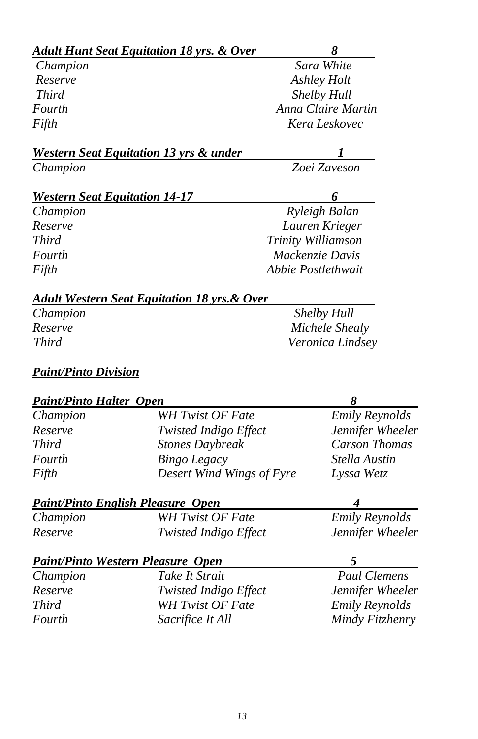| ***Adult Hunt Seat Equitation 18 yrs. & Over*** | ***8*** |
|---|---|
| *Champion* | *Sara White* |
| *Reserve* | *Ashley Holt* |
| *Third* | *Shelby Hull* |
| *Fourth* | *Anna Claire Martin* |
| *Fifth* | *Kera Leskovec* |

| ***Western Seat Equitation 13 yrs & under*** | ***1*** |
|---|---|
| *Champion* | *Zoei Zaveson* |

| ***Western Seat Equitation 14-17*** | ***6*** |
|---|---|
| *Champion* | *Ryleigh Balan* |
| *Reserve* | *Lauren Krieger* |
| *Third* | *Trinity Williamson* |
| *Fourth* | *Mackenzie Davis* |
| *Fifth* | *Abbie Postlethwait* |

| ***Adult Western Seat Equitation 18 yrs.& Over*** | |
|---|---|
| *Champion* | *Shelby Hull* |
| *Reserve* | *Michele Shealy* |
| *Third* | *Veronica Lindsey* |

## ***Paint/Pinto Division***

| ***Paint/Pinto Halter Open*** | | ***8*** |
|---|---|---|
| *Champion* | *WH Twist OF Fate* | *Emily Reynolds* |
| *Reserve* | *Twisted Indigo Effect* | *Jennifer Wheeler* |
| *Third* | *Stones Daybreak* | *Carson Thomas* |
| *Fourth* | *Bingo Legacy* | *Stella Austin* |
| *Fifth* | *Desert Wind Wings of Fyre* | *Lyssa Wetz* |

| ***Paint/Pinto English Pleasure Open*** | | ***4*** |
|---|---|---|
| *Champion* | *WH Twist OF Fate* | *Emily Reynolds* |
| *Reserve* | *Twisted Indigo Effect* | *Jennifer Wheeler* |

| ***Paint/Pinto Western Pleasure Open*** | | ***5*** |
|---|---|---|
| *Champion* | *Take It Strait* | *Paul Clemens* |
| *Reserve* | *Twisted Indigo Effect* | *Jennifer Wheeler* |
| *Third* | *WH Twist OF Fate* | *Emily Reynolds* |
| *Fourth* | *Sacrifice It All* | *Mindy Fitzhenry* |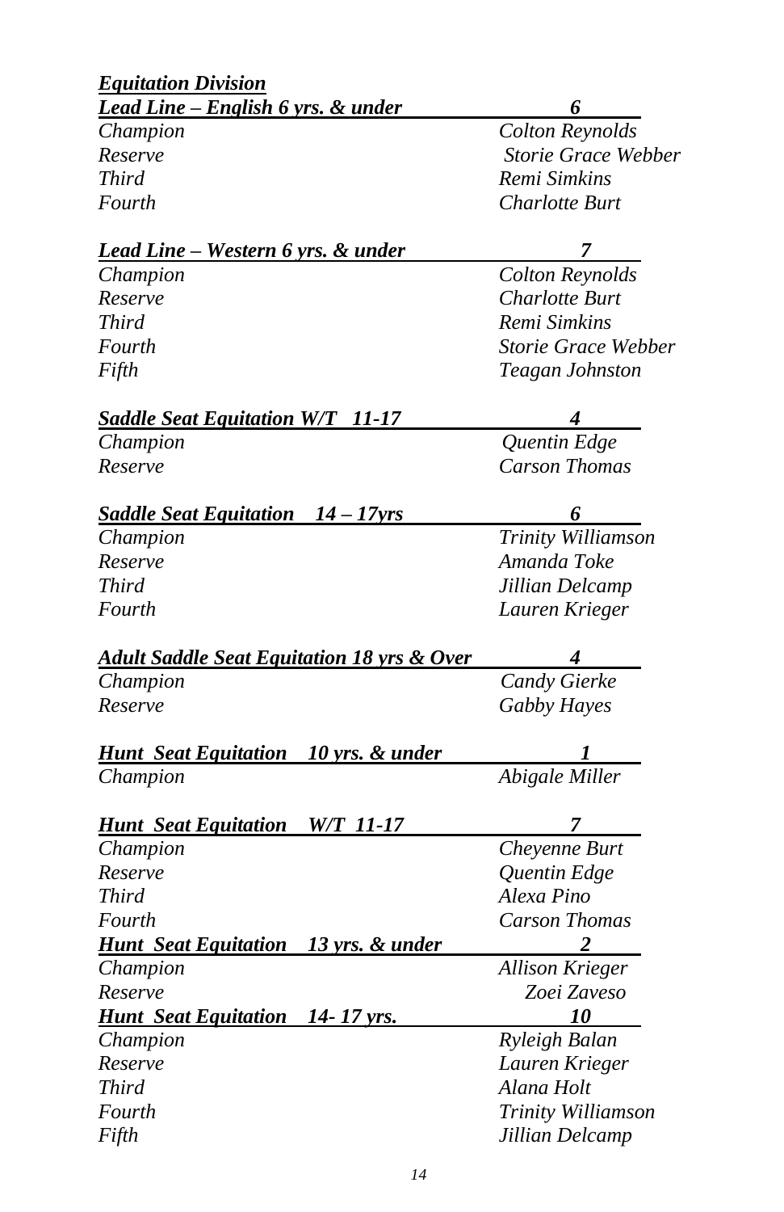***Equitation Division***

| ***Lead Line – English 6 yrs. & under*** | ***6*** |
|---|---|
| *Champion* | *Colton Reynolds* |
| *Reserve* | *Storie Grace Webber* |
| *Third* | *Remi Simkins* |
| *Fourth* | *Charlotte Burt* |

| ***Lead Line – Western 6 yrs. & under*** | ***7*** |
|---|---|
| *Champion* | *Colton Reynolds* |
| *Reserve* | *Charlotte Burt* |
| *Third* | *Remi Simkins* |
| *Fourth* | *Storie Grace Webber* |
| *Fifth* | *Teagan Johnston* |

| ***Saddle Seat Equitation W/T 11-17*** | ***4*** |
|---|---|
| *Champion* | *Quentin Edge* |
| *Reserve* | *Carson Thomas* |

| ***Saddle Seat Equitation 14 – 17yrs*** | ***6*** |
|---|---|
| *Champion* | *Trinity Williamson* |
| *Reserve* | *Amanda Toke* |
| *Third* | *Jillian Delcamp* |
| *Fourth* | *Lauren Krieger* |

| ***Adult Saddle Seat Equitation 18 yrs & Over*** | ***4*** |
|---|---|
| *Champion* | *Candy Gierke* |
| *Reserve* | *Gabby Hayes* |

| ***Hunt Seat Equitation 10 yrs. & under*** | ***1*** |
|---|---|
| *Champion* | *Abigale Miller* |

| ***Hunt Seat Equitation W/T 11-17*** | ***7*** |
|---|---|
| *Champion* | *Cheyenne Burt* |
| *Reserve* | *Quentin Edge* |
| *Third* | *Alexa Pino* |
| *Fourth* | *Carson Thomas* |

| ***Hunt Seat Equitation 13 yrs. & under*** | ***2*** |
|---|---|
| *Champion* | *Allison Krieger* |
| *Reserve* | *Zoei Zaveso* |

| ***Hunt Seat Equitation 14- 17 yrs.*** | ***10*** |
|---|---|
| *Champion* | *Ryleigh Balan* |
| *Reserve* | *Lauren Krieger* |
| *Third* | *Alana Holt* |
| *Fourth* | *Trinity Williamson* |
| *Fifth* | *Jillian Delcamp* |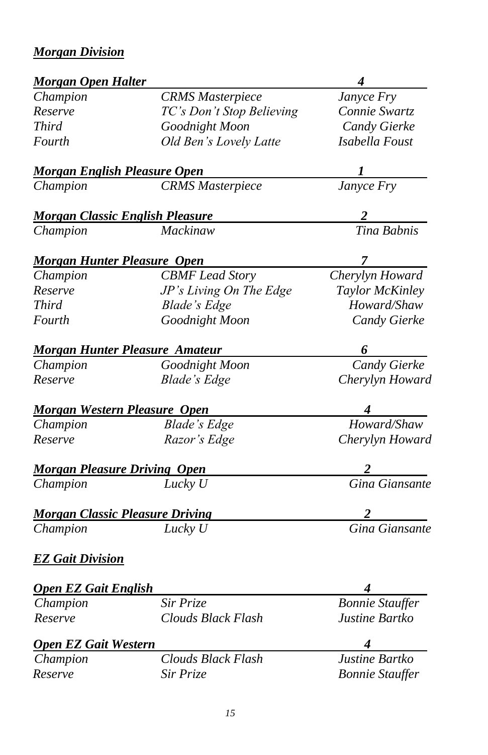## *Morgan Division*

| *Morgan Open Halter* | | *4* |
|---|---|---|
| *Champion* | *CRMS Masterpiece* | *Janyce Fry* |
| *Reserve* | *TC's Don't Stop Believing* | *Connie Swartz* |
| *Third* | *Goodnight Moon* | *Candy Gierke* |
| *Fourth* | *Old Ben's Lovely Latte* | *Isabella Foust* |

| *Morgan English Pleasure Open* | | *1* |
|---|---|---|
| *Champion* | *CRMS Masterpiece* | *Janyce Fry* |

| *Morgan Classic English Pleasure* | | *2* |
|---|---|---|
| *Champion* | *Mackinaw* | *Tina Babnis* |

| *Morgan Hunter Pleasure Open* | | *7* |
|---|---|---|
| *Champion* | *CBMF Lead Story* | *Cherylyn Howard* |
| *Reserve* | *JP's Living On The Edge* | *Taylor McKinley* |
| *Third* | *Blade's Edge* | *Howard/Shaw* |
| *Fourth* | *Goodnight Moon* | *Candy Gierke* |

| *Morgan Hunter Pleasure Amateur* | | *6* |
|---|---|---|
| *Champion* | *Goodnight Moon* | *Candy Gierke* |
| *Reserve* | *Blade's Edge* | *Cherylyn Howard* |

| *Morgan Western Pleasure Open* | | *4* |
|---|---|---|
| *Champion* | *Blade's Edge* | *Howard/Shaw* |
| *Reserve* | *Razor's Edge* | *Cherylyn Howard* |

| *Morgan Pleasure Driving Open* | | *2* |
|---|---|---|
| *Champion* | *Lucky U* | *Gina Giansante* |

| *Morgan Classic Pleasure Driving* | | *2* |
|---|---|---|
| *Champion* | *Lucky U* | *Gina Giansante* |

## *EZ Gait Division*

| *Open EZ Gait English* | | *4* |
|---|---|---|
| *Champion* | *Sir Prize* | *Bonnie Stauffer* |
| *Reserve* | *Clouds Black Flash* | *Justine Bartko* |

| *Open EZ Gait Western* | | *4* |
|---|---|---|
| *Champion* | *Clouds Black Flash* | *Justine Bartko* |
| *Reserve* | *Sir Prize* | *Bonnie Stauffer* |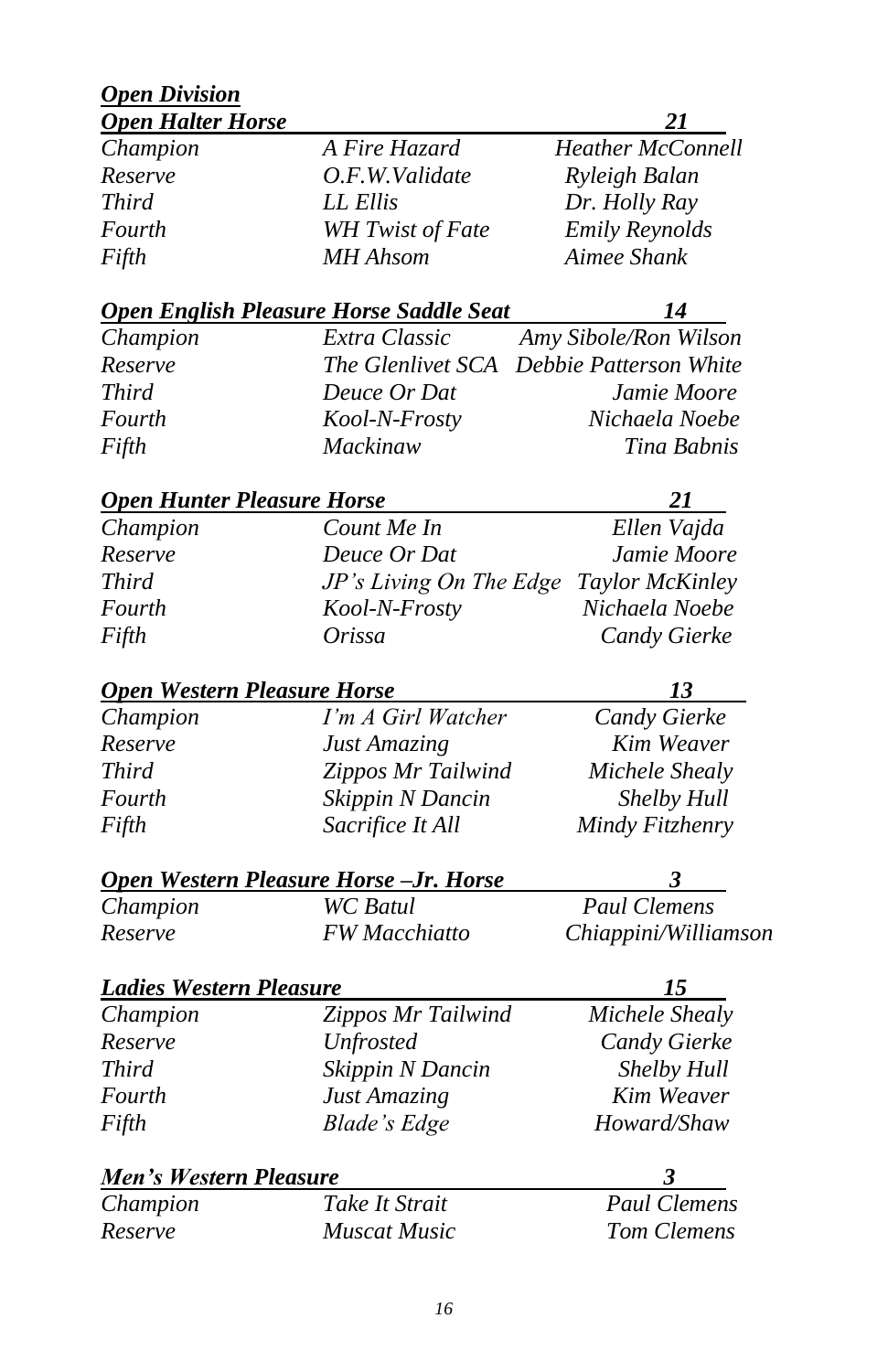## *Open Division*

### *Open Halter Horse* — 21

| | | |
|---|---|---|
| *Champion* | *A Fire Hazard* | *Heather McConnell* |
| *Reserve* | *O.F.W.Validate* | *Ryleigh Balan* |
| *Third* | *LL Ellis* | *Dr. Holly Ray* |
| *Fourth* | *WH Twist of Fate* | *Emily Reynolds* |
| *Fifth* | *MH Ahsom* | *Aimee Shank* |

### *Open English Pleasure Horse Saddle Seat* — 14

| | | |
|---|---|---|
| *Champion* | *Extra Classic* | *Amy Sibole/Ron Wilson* |
| *Reserve* | *The Glenlivet SCA* | *Debbie Patterson White* |
| *Third* | *Deuce Or Dat* | *Jamie Moore* |
| *Fourth* | *Kool-N-Frosty* | *Nichaela Noebe* |
| *Fifth* | *Mackinaw* | *Tina Babnis* |

### *Open Hunter Pleasure Horse* — 21

| | | |
|---|---|---|
| *Champion* | *Count Me In* | *Ellen Vajda* |
| *Reserve* | *Deuce Or Dat* | *Jamie Moore* |
| *Third* | *JP's Living On The Edge* | *Taylor McKinley* |
| *Fourth* | *Kool-N-Frosty* | *Nichaela Noebe* |
| *Fifth* | *Orissa* | *Candy Gierke* |

### *Open Western Pleasure Horse* — 13

| | | |
|---|---|---|
| *Champion* | *I'm A Girl Watcher* | *Candy Gierke* |
| *Reserve* | *Just Amazing* | *Kim Weaver* |
| *Third* | *Zippos Mr Tailwind* | *Michele Shealy* |
| *Fourth* | *Skippin N Dancin* | *Shelby Hull* |
| *Fifth* | *Sacrifice It All* | *Mindy Fitzhenry* |

### *Open Western Pleasure Horse –Jr. Horse* — 3

| | | |
|---|---|---|
| *Champion* | *WC Batul* | *Paul Clemens* |
| *Reserve* | *FW Macchiatto* | *Chiappini/Williamson* |

### *Ladies Western Pleasure* — 15

| | | |
|---|---|---|
| *Champion* | *Zippos Mr Tailwind* | *Michele Shealy* |
| *Reserve* | *Unfrosted* | *Candy Gierke* |
| *Third* | *Skippin N Dancin* | *Shelby Hull* |
| *Fourth* | *Just Amazing* | *Kim Weaver* |
| *Fifth* | *Blade's Edge* | *Howard/Shaw* |

### *Men's Western Pleasure* — 3

| | | |
|---|---|---|
| *Champion* | *Take It Strait* | *Paul Clemens* |
| *Reserve* | *Muscat Music* | *Tom Clemens* |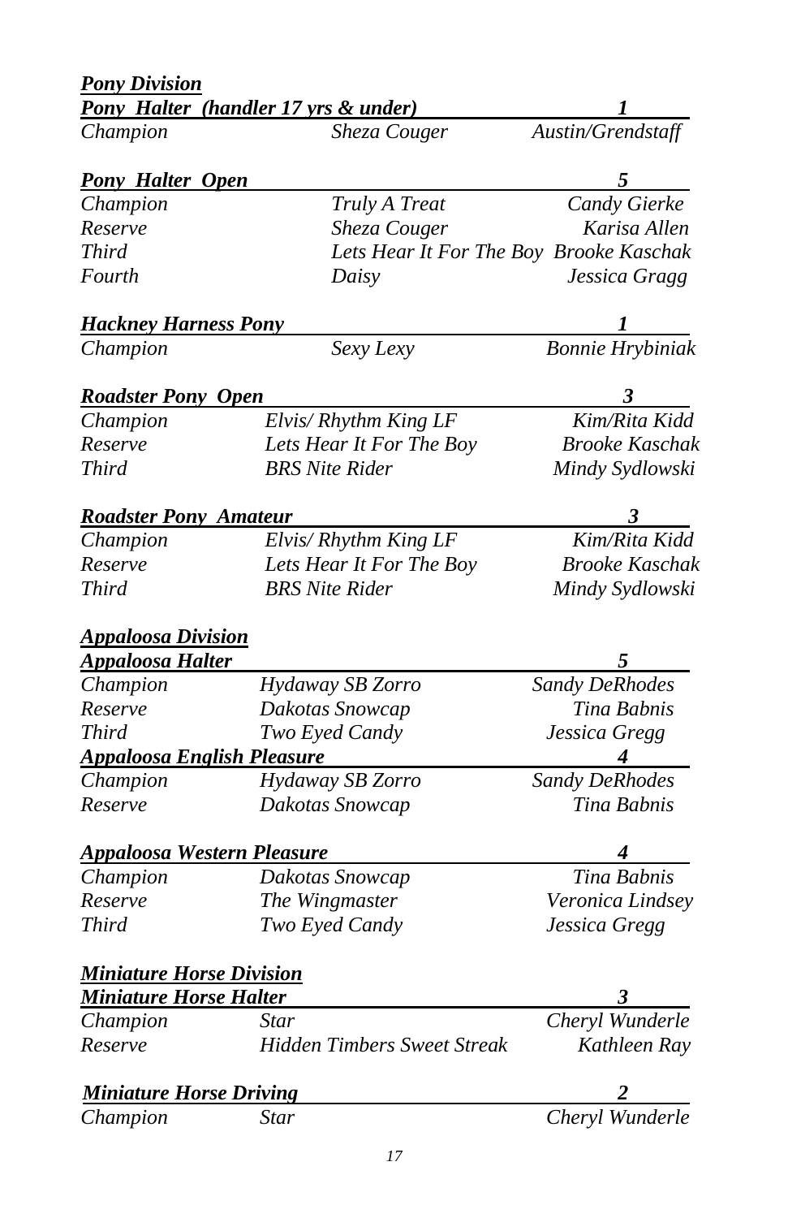## *Pony Division*

### *Pony Halter (handler 17 yrs & under)* — *1*

| | | |
|---|---|---|
| *Champion* | *Sheza Couger* | *Austin/Grendstaff* |

### *Pony Halter Open* — *5*

| | | |
|---|---|---|
| *Champion* | *Truly A Treat* | *Candy Gierke* |
| *Reserve* | *Sheza Couger* | *Karisa Allen* |
| *Third* | *Lets Hear It For The Boy* | *Brooke Kaschak* |
| *Fourth* | *Daisy* | *Jessica Gragg* |

### *Hackney Harness Pony* — *1*

| | | |
|---|---|---|
| *Champion* | *Sexy Lexy* | *Bonnie Hrybiniak* |

### *Roadster Pony Open* — *3*

| | | |
|---|---|---|
| *Champion* | *Elvis/ Rhythm King LF* | *Kim/Rita Kidd* |
| *Reserve* | *Lets Hear It For The Boy* | *Brooke Kaschak* |
| *Third* | *BRS Nite Rider* | *Mindy Sydlowski* |

### *Roadster Pony Amateur* — *3*

| | | |
|---|---|---|
| *Champion* | *Elvis/ Rhythm King LF* | *Kim/Rita Kidd* |
| *Reserve* | *Lets Hear It For The Boy* | *Brooke Kaschak* |
| *Third* | *BRS Nite Rider* | *Mindy Sydlowski* |

## *Appaloosa Division*

### *Appaloosa Halter* — *5*

| | | |
|---|---|---|
| *Champion* | *Hydaway SB Zorro* | *Sandy DeRhodes* |
| *Reserve* | *Dakotas Snowcap* | *Tina Babnis* |
| *Third* | *Two Eyed Candy* | *Jessica Gregg* |

### *Appaloosa English Pleasure* — *4*

| | | |
|---|---|---|
| *Champion* | *Hydaway SB Zorro* | *Sandy DeRhodes* |
| *Reserve* | *Dakotas Snowcap* | *Tina Babnis* |

### *Appaloosa Western Pleasure* — *4*

| | | |
|---|---|---|
| *Champion* | *Dakotas Snowcap* | *Tina Babnis* |
| *Reserve* | *The Wingmaster* | *Veronica Lindsey* |
| *Third* | *Two Eyed Candy* | *Jessica Gregg* |

## *Miniature Horse Division*

### *Miniature Horse Halter* — *3*

| | | |
|---|---|---|
| *Champion* | *Star* | *Cheryl Wunderle* |
| *Reserve* | *Hidden Timbers Sweet Streak* | *Kathleen Ray* |

### *Miniature Horse Driving* — *2*

| | | |
|---|---|---|
| *Champion* | *Star* | *Cheryl Wunderle* |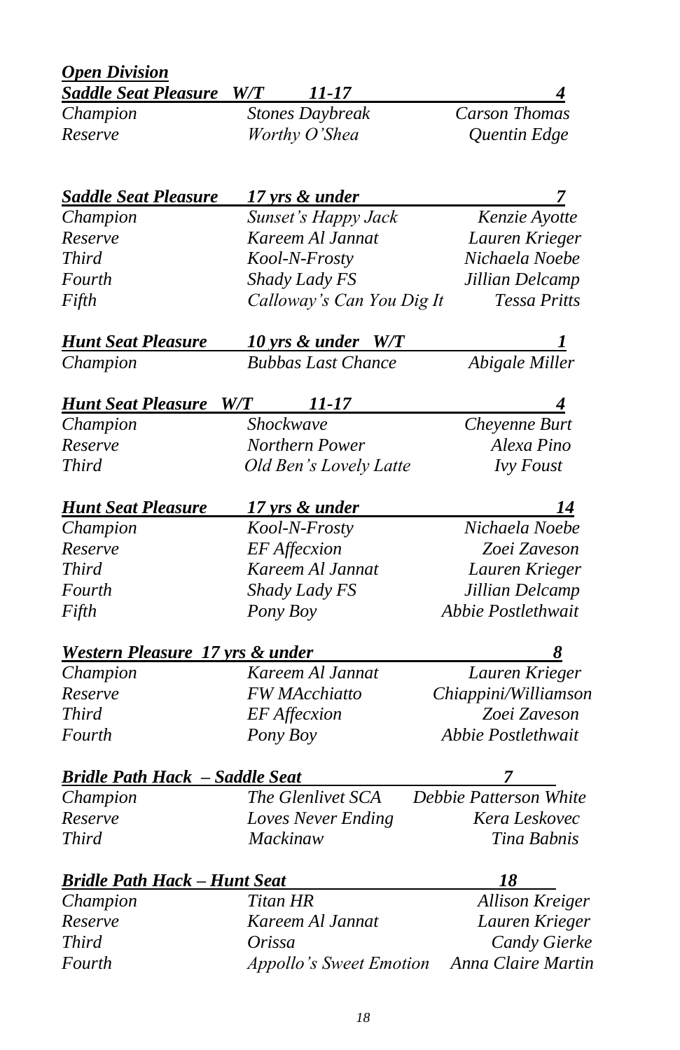***Open Division***

| ***Saddle Seat Pleasure W/T 11-17*** | | ***4*** |
|---|---|---|
| *Champion* | *Stones Daybreak* | *Carson Thomas* |
| *Reserve* | *Worthy O'Shea* | *Quentin Edge* |

| ***Saddle Seat Pleasure*** | ***17 yrs & under*** | ***7*** |
|---|---|---|
| *Champion* | *Sunset's Happy Jack* | *Kenzie Ayotte* |
| *Reserve* | *Kareem Al Jannat* | *Lauren Krieger* |
| *Third* | *Kool-N-Frosty* | *Nichaela Noebe* |
| *Fourth* | *Shady Lady FS* | *Jillian Delcamp* |
| *Fifth* | *Calloway's Can You Dig It* | *Tessa Pritts* |

| ***Hunt Seat Pleasure*** | ***10 yrs & under W/T*** | ***1*** |
|---|---|---|
| *Champion* | *Bubbas Last Chance* | *Abigale Miller* |

| ***Hunt Seat Pleasure W/T 11-17*** | | ***4*** |
|---|---|---|
| *Champion* | *Shockwave* | *Cheyenne Burt* |
| *Reserve* | *Northern Power* | *Alexa Pino* |
| *Third* | *Old Ben's Lovely Latte* | *Ivy Foust* |

| ***Hunt Seat Pleasure*** | ***17 yrs & under*** | ***14*** |
|---|---|---|
| *Champion* | *Kool-N-Frosty* | *Nichaela Noebe* |
| *Reserve* | *EF Affecxion* | *Zoei Zaveson* |
| *Third* | *Kareem Al Jannat* | *Lauren Krieger* |
| *Fourth* | *Shady Lady FS* | *Jillian Delcamp* |
| *Fifth* | *Pony Boy* | *Abbie Postlethwait* |

| ***Western Pleasure 17 yrs & under*** | | ***8*** |
|---|---|---|
| *Champion* | *Kareem Al Jannat* | *Lauren Krieger* |
| *Reserve* | *FW MAcchiatto* | *Chiappini/Williamson* |
| *Third* | *EF Affecxion* | *Zoei Zaveson* |
| *Fourth* | *Pony Boy* | *Abbie Postlethwait* |

| ***Bridle Path Hack – Saddle Seat*** | | ***7*** |
|---|---|---|
| *Champion* | *The Glenlivet SCA* | *Debbie Patterson White* |
| *Reserve* | *Loves Never Ending* | *Kera Leskovec* |
| *Third* | *Mackinaw* | *Tina Babnis* |

| ***Bridle Path Hack – Hunt Seat*** | | ***18*** |
|---|---|---|
| *Champion* | *Titan HR* | *Allison Kreiger* |
| *Reserve* | *Kareem Al Jannat* | *Lauren Krieger* |
| *Third* | *Orissa* | *Candy Gierke* |
| *Fourth* | *Appollo's Sweet Emotion* | *Anna Claire Martin* |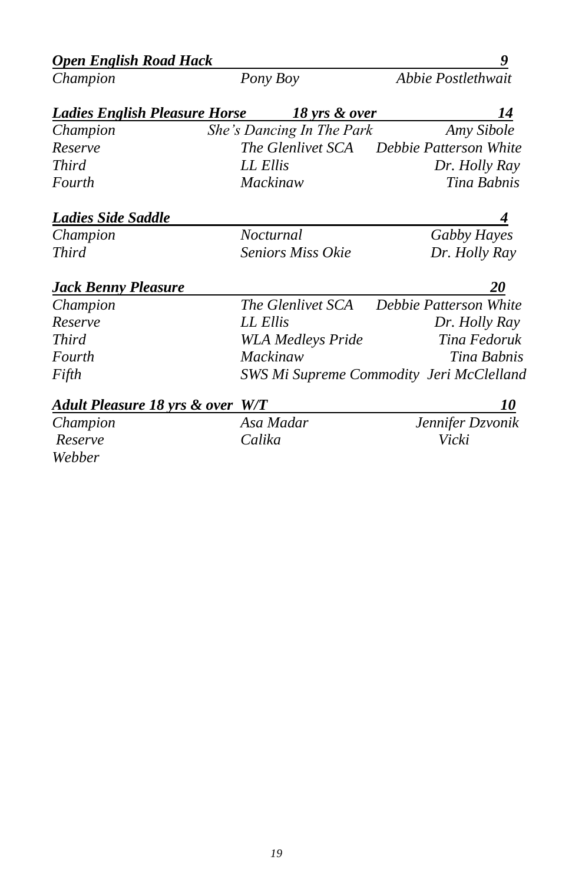***Open English Road Hack*** **9**

| | | |
|---|---|---|
| *Champion* | *Pony Boy* | *Abbie Postlethwait* |

***Ladies English Pleasure Horse 18 yrs & over*** **14**

| | | |
|---|---|---|
| *Champion* | *She's Dancing In The Park* | *Amy Sibole* |
| *Reserve* | *The Glenlivet SCA* | *Debbie Patterson White* |
| *Third* | *LL Ellis* | *Dr. Holly Ray* |
| *Fourth* | *Mackinaw* | *Tina Babnis* |

***Ladies Side Saddle*** **4**

| | | |
|---|---|---|
| *Champion* | *Nocturnal* | *Gabby Hayes* |
| *Third* | *Seniors Miss Okie* | *Dr. Holly Ray* |

***Jack Benny Pleasure*** **20**

| | | |
|---|---|---|
| *Champion* | *The Glenlivet SCA* | *Debbie Patterson White* |
| *Reserve* | *LL Ellis* | *Dr. Holly Ray* |
| *Third* | *WLA Medleys Pride* | *Tina Fedoruk* |
| *Fourth* | *Mackinaw* | *Tina Babnis* |
| *Fifth* | *SWS Mi Supreme Commodity* | *Jeri McClelland* |

***Adult Pleasure 18 yrs & over W/T*** **10**

| | | |
|---|---|---|
| *Champion* | *Asa Madar* | *Jennifer Dzvonik* |
| *Reserve* | *Calika* | *Vicki Webber* |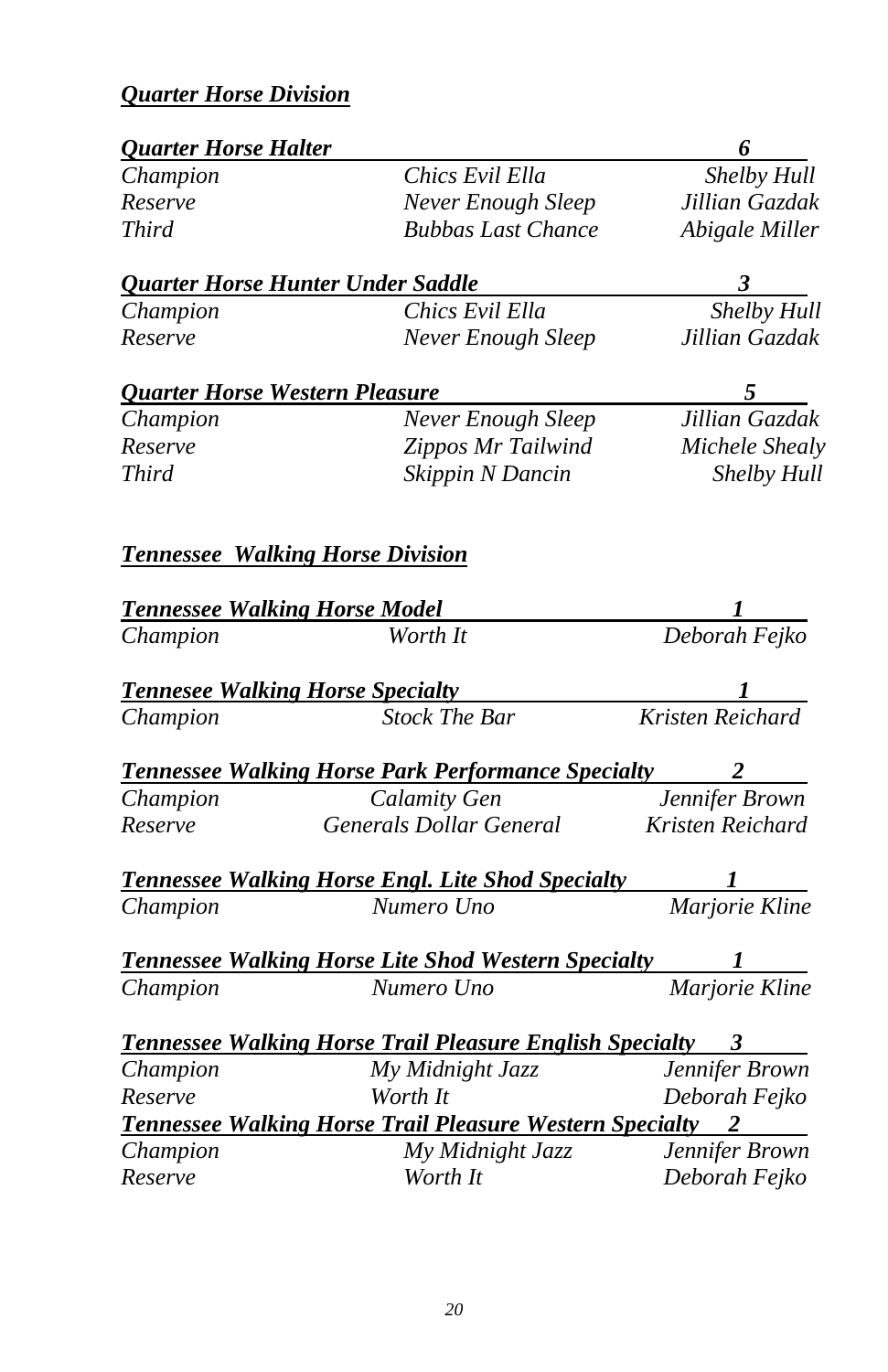## *Quarter Horse Division*

### *Quarter Horse Halter* — *6*

| | | |
|---|---|---|
| *Champion* | *Chics Evil Ella* | *Shelby Hull* |
| *Reserve* | *Never Enough Sleep* | *Jillian Gazdak* |
| *Third* | *Bubbas Last Chance* | *Abigale Miller* |

### *Quarter Horse Hunter Under Saddle* — *3*

| | | |
|---|---|---|
| *Champion* | *Chics Evil Ella* | *Shelby Hull* |
| *Reserve* | *Never Enough Sleep* | *Jillian Gazdak* |

### *Quarter Horse Western Pleasure* — *5*

| | | |
|---|---|---|
| *Champion* | *Never Enough Sleep* | *Jillian Gazdak* |
| *Reserve* | *Zippos Mr Tailwind* | *Michele Shealy* |
| *Third* | *Skippin N Dancin* | *Shelby Hull* |

## *Tennessee Walking Horse Division*

### *Tennessee Walking Horse Model* — *1*

| | | |
|---|---|---|
| *Champion* | *Worth It* | *Deborah Fejko* |

### *Tennesee Walking Horse Specialty* — *1*

| | | |
|---|---|---|
| *Champion* | *Stock The Bar* | *Kristen Reichard* |

### *Tennessee Walking Horse Park Performance Specialty* — *2*

| | | |
|---|---|---|
| *Champion* | *Calamity Gen* | *Jennifer Brown* |
| *Reserve* | *Generals Dollar General* | *Kristen Reichard* |

### *Tennessee Walking Horse Engl. Lite Shod Specialty* — *1*

| | | |
|---|---|---|
| *Champion* | *Numero Uno* | *Marjorie Kline* |

### *Tennessee Walking Horse Lite Shod Western Specialty* — *1*

| | | |
|---|---|---|
| *Champion* | *Numero Uno* | *Marjorie Kline* |

### *Tennessee Walking Horse Trail Pleasure English Specialty* — *3*

| | | |
|---|---|---|
| *Champion* | *My Midnight Jazz* | *Jennifer Brown* |
| *Reserve* | *Worth It* | *Deborah Fejko* |

### *Tennessee Walking Horse Trail Pleasure Western Specialty* — *2*

| | | |
|---|---|---|
| *Champion* | *My Midnight Jazz* | *Jennifer Brown* |
| *Reserve* | *Worth It* | *Deborah Fejko* |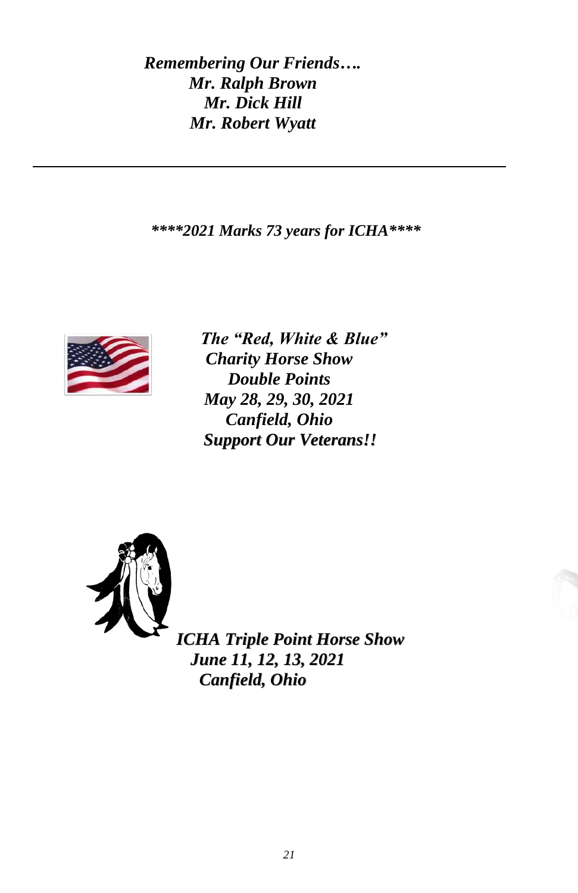***Remembering Our Friends….***
***Mr. Ralph Brown***
***Mr. Dick Hill***
***Mr. Robert Wyatt***

---

***\*\*\*\*2021 Marks 73 years for ICHA\*\*\*\****

***The "Red, White & Blue"***
***Charity Horse Show***
***Double Points***
***May 28, 29, 30, 2021***
***Canfield, Ohio***
***Support Our Veterans!!***

***ICHA Triple Point Horse Show***
***June 11, 12, 13, 2021***
***Canfield, Ohio***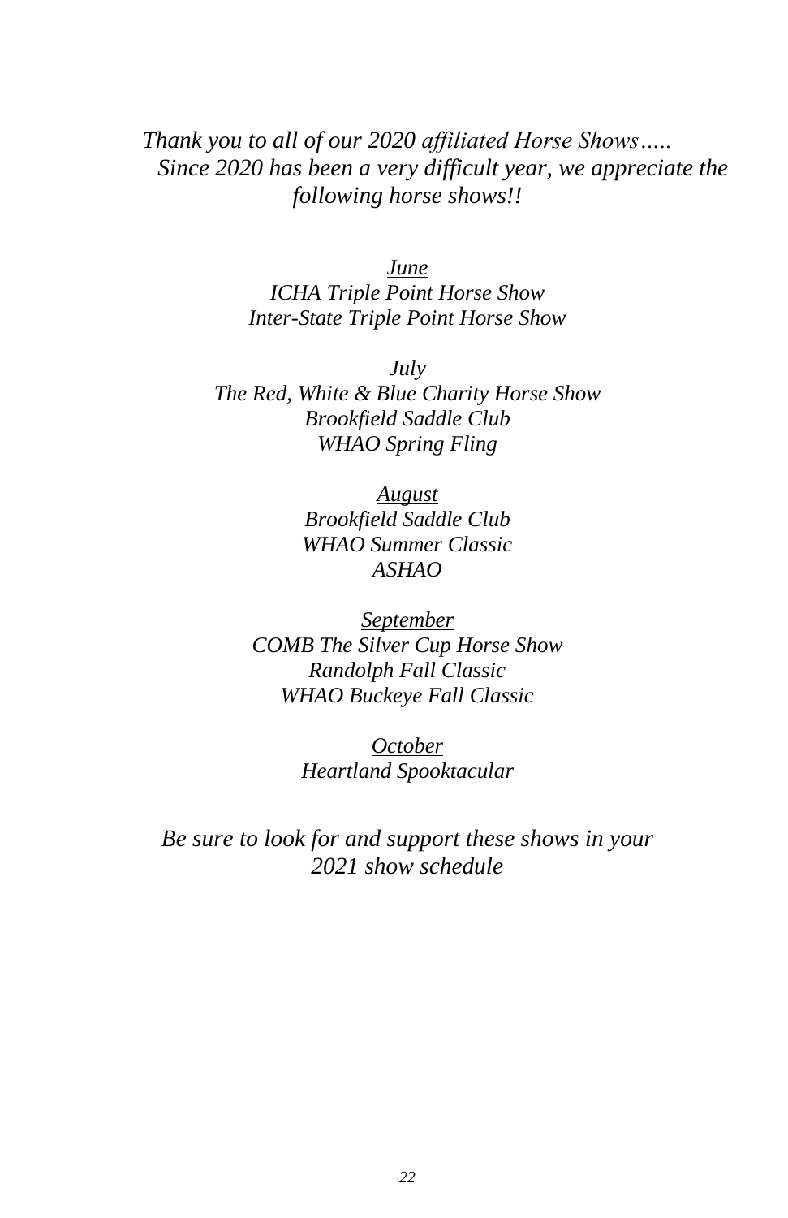*Thank you to all of our 2020 affiliated Horse Shows…..*
*Since 2020 has been a very difficult year, we appreciate the following horse shows!!*

***June***
*ICHA Triple Point Horse Show*
*Inter-State Triple Point Horse Show*

***July***
*The Red, White & Blue Charity Horse Show*
*Brookfield Saddle Club*
*WHAO Spring Fling*

***August***
*Brookfield Saddle Club*
*WHAO Summer Classic*
*ASHAO*

***September***
*COMB The Silver Cup Horse Show*
*Randolph Fall Classic*
*WHAO Buckeye Fall Classic*

***October***
*Heartland Spooktacular*

*Be sure to look for and support these shows in your 2021 show schedule*